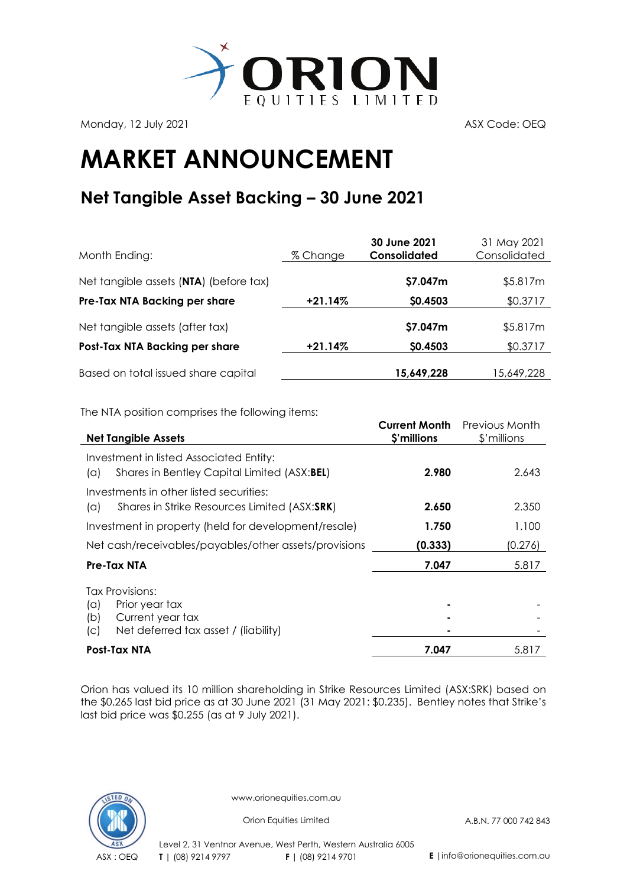Monday, 12 July 2021

ASX Code: OEQ

# MARKET ANNOUNCEMENT

## Net Tangible Asset Backing – 30 June 2021

| Month Ending: | % Change | **30 June 2021 Consolidated** | 31 May 2021 Consolidated |
|---|---|---|---|
| Net tangible assets (**NTA**) (before tax) | | **$7.047m** | $5.817m |
| **Pre-Tax NTA Backing per share** | **+21.14%** | **$0.4503** | $0.3717 |
| Net tangible assets (after tax) | | **$7.047m** | $5.817m |
| **Post-Tax NTA Backing per share** | **+21.14%** | **$0.4503** | $0.3717 |
| Based on total issued share capital | | **15,649,228** | 15,649,228 |

The NTA position comprises the following items:

| **Net Tangible Assets** | **Current Month $'millions** | Previous Month $'millions |
|---|---|---|
| Investment in listed Associated Entity: | | |
| (a) Shares in Bentley Capital Limited (ASX:**BEL**) | **2.980** | 2.643 |
| Investments in other listed securities: | | |
| (a) Shares in Strike Resources Limited (ASX:**SRK**) | **2.650** | 2.350 |
| Investment in property (held for development/resale) | **1.750** | 1.100 |
| Net cash/receivables/payables/other assets/provisions | **(0.333)** | (0.276) |
| **Pre-Tax NTA** | **7.047** | 5.817 |
| Tax Provisions: | | |
| (a) Prior year tax | **-** | - |
| (b) Current year tax | **-** | - |
| (c) Net deferred tax asset / (liability) | **-** | - |
| **Post-Tax NTA** | **7.047** | 5.817 |

Orion has valued its 10 million shareholding in Strike Resources Limited (ASX:SRK) based on the $0.265 last bid price as at 30 June 2021 (31 May 2021: $0.235). Bentley notes that Strike's last bid price was $0.255 (as at 9 July 2021).

www.orionequities.com.au

Orion Equities Limited

A.B.N. 77 000 742 843

Level 2, 31 Ventnor Avenue, West Perth, Western Australia 6005

ASX : OEQ **T** | (08) 9214 9797 **F** | (08) 9214 9701 **E** | info@orionequities.com.au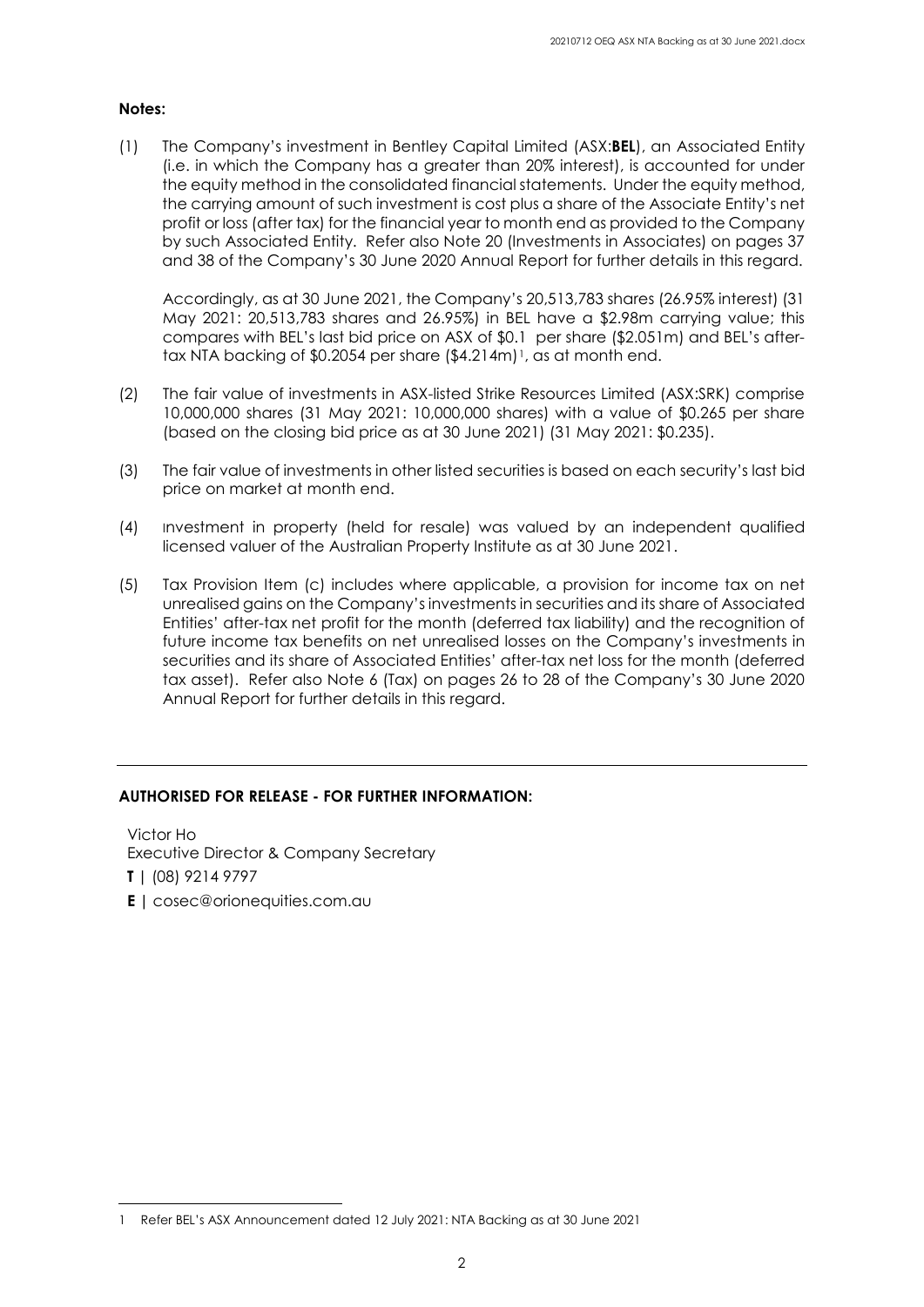**Notes:**

(1) The Company's investment in Bentley Capital Limited (ASX:**BEL**), an Associated Entity (i.e. in which the Company has a greater than 20% interest), is accounted for under the equity method in the consolidated financial statements. Under the equity method, the carrying amount of such investment is cost plus a share of the Associate Entity's net profit or loss (after tax) for the financial year to month end as provided to the Company by such Associated Entity. Refer also Note 20 (Investments in Associates) on pages 37 and 38 of the Company's 30 June 2020 Annual Report for further details in this regard.

Accordingly, as at 30 June 2021, the Company's 20,513,783 shares (26.95% interest) (31 May 2021: 20,513,783 shares and 26.95%) in BEL have a $2.98m carrying value; this compares with BEL's last bid price on ASX of $0.1 per share ($2.051m) and BEL's after-tax NTA backing of $0.2054 per share ($4.214m)[1], as at month end.

(2) The fair value of investments in ASX-listed Strike Resources Limited (ASX:SRK) comprise 10,000,000 shares (31 May 2021: 10,000,000 shares) with a value of $0.265 per share (based on the closing bid price as at 30 June 2021) (31 May 2021: $0.235).

(3) The fair value of investments in other listed securities is based on each security's last bid price on market at month end.

(4) Investment in property (held for resale) was valued by an independent qualified licensed valuer of the Australian Property Institute as at 30 June 2021.

(5) Tax Provision Item (c) includes where applicable, a provision for income tax on net unrealised gains on the Company's investments in securities and its share of Associated Entities' after-tax net profit for the month (deferred tax liability) and the recognition of future income tax benefits on net unrealised losses on the Company's investments in securities and its share of Associated Entities' after-tax net loss for the month (deferred tax asset). Refer also Note 6 (Tax) on pages 26 to 28 of the Company's 30 June 2020 Annual Report for further details in this regard.

---

**AUTHORISED FOR RELEASE - FOR FURTHER INFORMATION:**

Victor Ho
Executive Director & Company Secretary
**T** | (08) 9214 9797
**E** | cosec@orionequities.com.au

---

[1] Refer BEL's ASX Announcement dated 12 July 2021: NTA Backing as at 30 June 2021